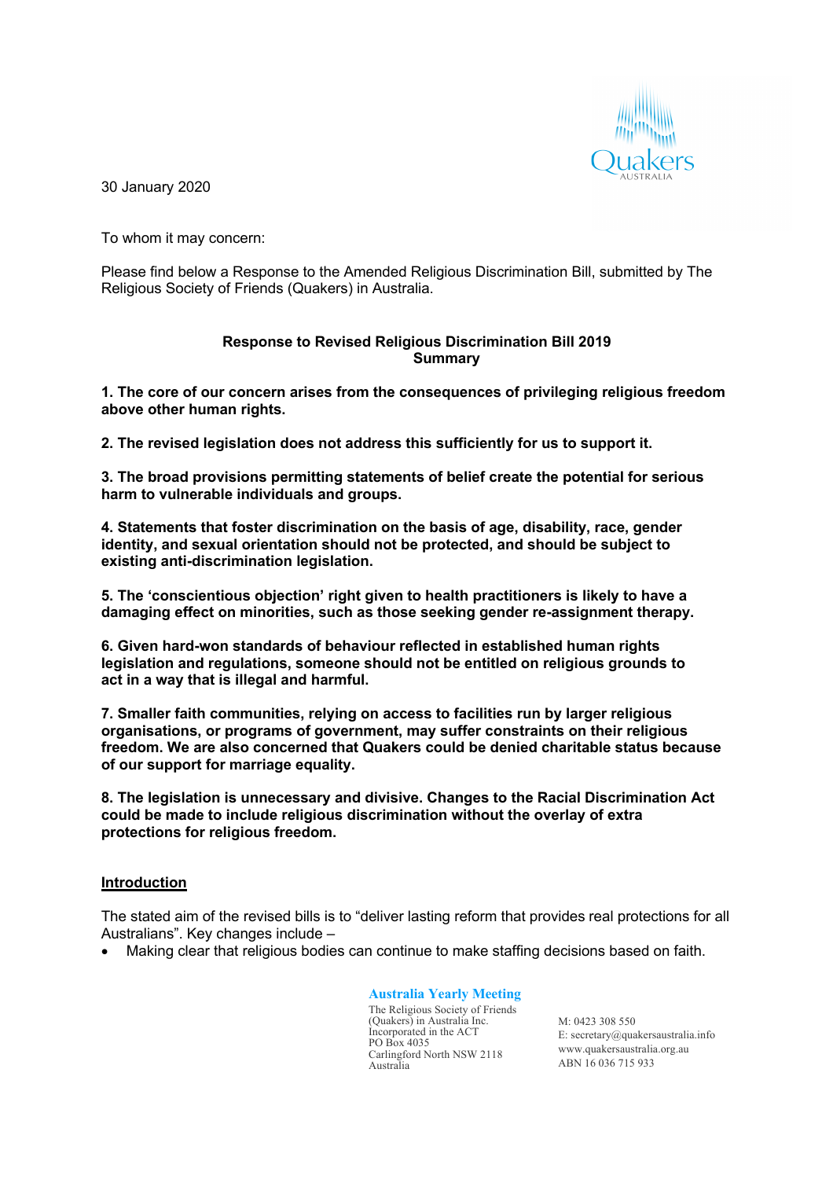30 January 2020

To whom it may concern:

Please find below a Response to the Amended Religious Discrimination Bill, submitted by The Religious Society of Friends (Quakers) in Australia.

## Response to Revised Religious Discrimination Bill 2019
### Summary

**1. The core of our concern arises from the consequences of privileging religious freedom above other human rights.**

**2. The revised legislation does not address this sufficiently for us to support it.**

**3. The broad provisions permitting statements of belief create the potential for serious harm to vulnerable individuals and groups.**

**4. Statements that foster discrimination on the basis of age, disability, race, gender identity, and sexual orientation should not be protected, and should be subject to existing anti-discrimination legislation.**

**5. The 'conscientious objection' right given to health practitioners is likely to have a damaging effect on minorities, such as those seeking gender re-assignment therapy.**

**6. Given hard-won standards of behaviour reflected in established human rights legislation and regulations, someone should not be entitled on religious grounds to act in a way that is illegal and harmful.**

**7. Smaller faith communities, relying on access to facilities run by larger religious organisations, or programs of government, may suffer constraints on their religious freedom. We are also concerned that Quakers could be denied charitable status because of our support for marriage equality.**

**8. The legislation is unnecessary and divisive. Changes to the Racial Discrimination Act could be made to include religious discrimination without the overlay of extra protections for religious freedom.**

### Introduction

The stated aim of the revised bills is to "deliver lasting reform that provides real protections for all Australians". Key changes include –

- Making clear that religious bodies can continue to make staffing decisions based on faith.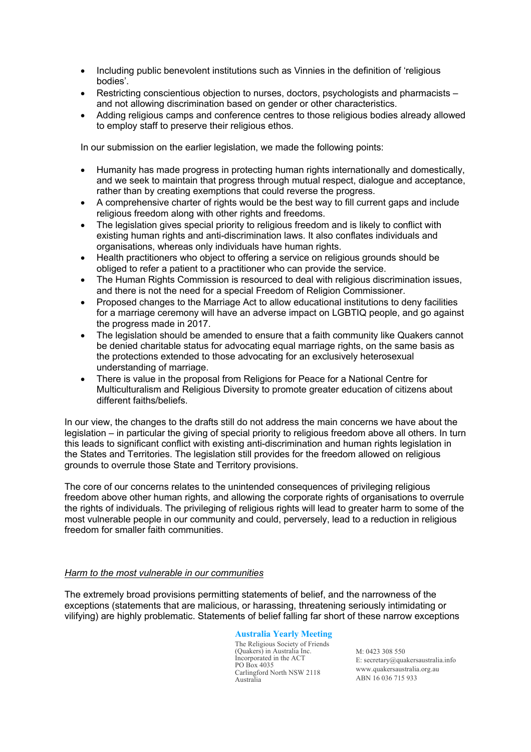- Including public benevolent institutions such as Vinnies in the definition of 'religious bodies'.
- Restricting conscientious objection to nurses, doctors, psychologists and pharmacist – and not allowing discrimination based on gender or other characteristics.
- Adding religious camps and conference centres to those religious bodies already allowed to employ staff to preserve their religious ethos.

In our submission on the earlier legislation, we made the following points:

- Humanity has made progress in protecting human rights internationally and domestically, and we seek to maintain that progress through mutual respect, dialogue and acceptance, rather than by creating exemptions that could reverse the progress.
- A comprehensive charter of rights would be the best way to fill current gaps and include religious freedom along with other rights and freedoms.
- The legislation gives special priority to religious freedom and is likely to conflict with existing human rights and anti-discrimination laws. It also conflates individuals and organisations, whereas only individuals have human rights.
- Health practitioners who object to offering a service on religious grounds should be obliged to refer a patient to a practitioner who can provide the service.
- The Human Rights Commission is resourced to deal with religious discrimination issues, and there is not the need for a special Freedom of Religion Commissioner.
- Proposed changes to the Marriage Act to allow educational institutions to deny facilities for a marriage ceremony will have an adverse impact on LGBTIQ people, and go against the progress made in 2017.
- The legislation should be amended to ensure that a faith community like Quakers cannot be denied charitable status for advocating equal marriage rights, on the same basis as the protections extended to those advocating for an exclusively heterosexual understanding of marriage.
- There is value in the proposal from Religions for Peace for a National Centre for Multiculturalism and Religious Diversity to promote greater education of citizens about different faiths/beliefs.

In our view, the changes to the drafts still do not address the main concerns we have about the legislation – in particular the giving of special priority to religious freedom above all others. In turn this leads to significant conflict with existing anti-discrimination and human rights legislation in the States and Territories. The legislation still provides for the freedom allowed on religious grounds to overrule those State and Territory provisions.

The core of our concerns relates to the unintended consequences of privileging religious freedom above other human rights, and allowing the corporate rights of organisations to overrule the rights of individuals. The privileging of religious rights will lead to greater harm to some of the most vulnerable people in our community and could, perversely, lead to a reduction in religious freedom for smaller faith communities.

*Harm to the most vulnerable in our communities*

The extremely broad provisions permitting statements of belief, and the narrowness of the exceptions (statements that are malicious, or harassing, threatening seriously intimidating or vilifying) are highly problematic. Statements of belief falling far short of these narrow exceptions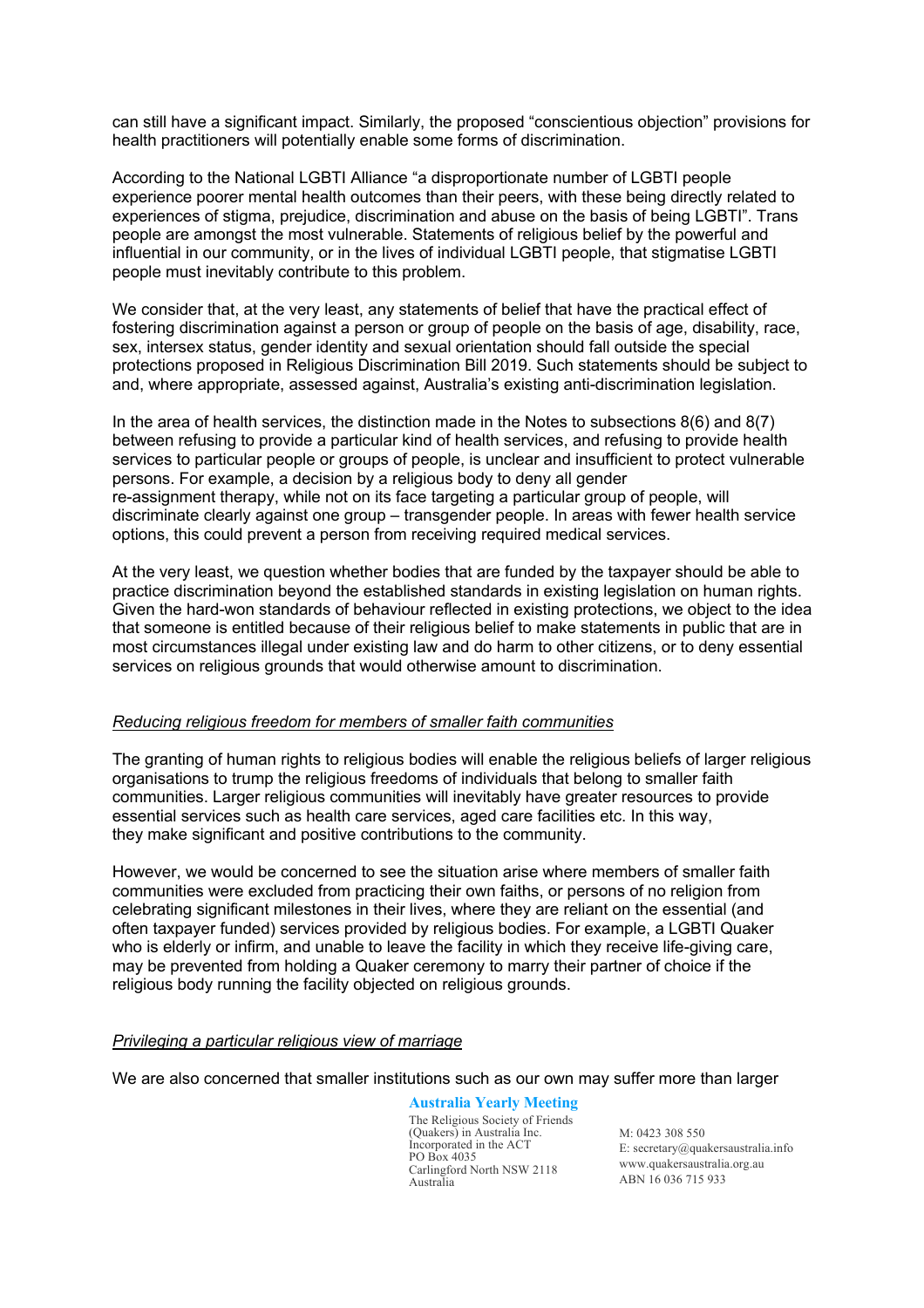can still have a significant impact. Similarly, the proposed "conscientious objection" provisions for health practitioners will potentially enable some forms of discrimination.

According to the National LGBTI Alliance "a disproportionate number of LGBTI people experience poorer mental health outcomes than their peers, with these being directly related to experiences of stigma, prejudice, discrimination and abuse on the basis of being LGBTI". Trans people are amongst the most vulnerable. Statements of religious belief by the powerful and influential in our community, or in the lives of individual LGBTI people, that stigmatise LGBTI people must inevitably contribute to this problem.

We consider that, at the very least, any statements of belief that have the practical effect of fostering discrimination against a person or group of people on the basis of age, disability, race, sex, intersex status, gender identity and sexual orientation should fall outside the special protections proposed in Religious Discrimination Bill 2019. Such statements should be subject to and, where appropriate, assessed against, Australia's existing anti-discrimination legislation.

In the area of health services, the distinction made in the Notes to subsections 8(6) and 8(7) between refusing to provide a particular kind of health services, and refusing to provide health services to particular people or groups of people, is unclear and insufficient to protect vulnerable persons. For example, a decision by a religious body to deny all gender re-assignment therapy, while not on its face targeting a particular group of people, will discriminate clearly against one group – transgender people. In areas with fewer health service options, this could prevent a person from receiving required medical services.

At the very least, we question whether bodies that are funded by the taxpayer should be able to practice discrimination beyond the established standards in existing legislation on human rights. Given the hard-won standards of behaviour reflected in existing protections, we object to the idea that someone is entitled because of their religious belief to make statements in public that are in most circumstances illegal under existing law and do harm to other citizens, or to deny essential services on religious grounds that would otherwise amount to discrimination.

*Reducing religious freedom for members of smaller faith communities*

The granting of human rights to religious bodies will enable the religious beliefs of larger religious organisations to trump the religious freedoms of individuals that belong to smaller faith communities. Larger religious communities will inevitably have greater resources to provide essential services such as health care services, aged care facilities etc. In this way, they make significant and positive contributions to the community.

However, we would be concerned to see the situation arise where members of smaller faith communities were excluded from practicing their own faiths, or persons of no religion from celebrating significant milestones in their lives, where they are reliant on the essential (and often taxpayer funded) services provided by religious bodies. For example, a LGBTI Quaker who is elderly or infirm, and unable to leave the facility in which they receive life-giving care, may be prevented from holding a Quaker ceremony to marry their partner of choice if the religious body running the facility objected on religious grounds.

*Privileging a particular religious view of marriage*

We are also concerned that smaller institutions such as our own may suffer more than larger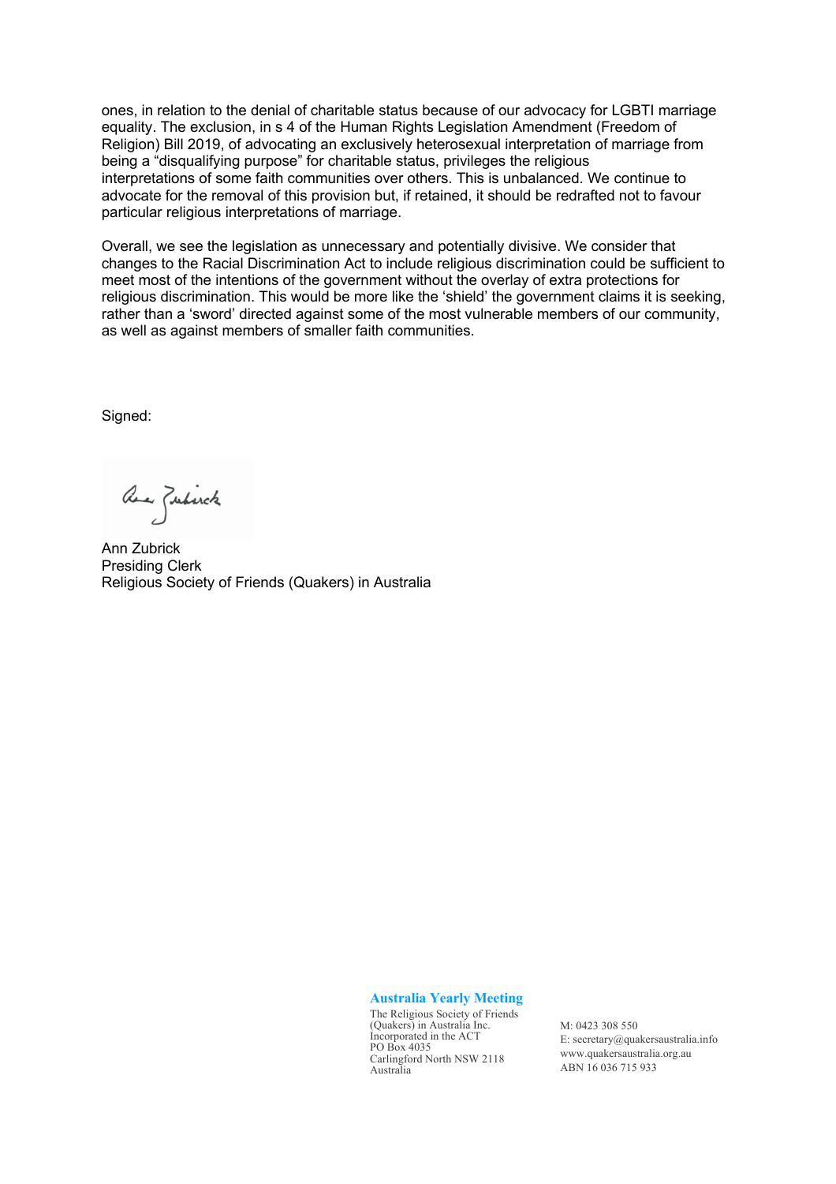ones, in relation to the denial of charitable status because of our advocacy for LGBTI marriage equality. The exclusion, in s 4 of the Human Rights Legislation Amendment (Freedom of Religion) Bill 2019, of advocating an exclusively heterosexual interpretation of marriage from being a "disqualifying purpose" for charitable status, privileges the religious interpretations of some faith communities over others. This is unbalanced. We continue to advocate for the removal of this provision but, if retained, it should be redrafted not to favour particular religious interpretations of marriage.

Overall, we see the legislation as unnecessary and potentially divisive. We consider that changes to the Racial Discrimination Act to include religious discrimination could be sufficient to meet most of the intentions of the government without the overlay of extra protections for religious discrimination. This would be more like the 'shield' the government claims it is seeking, rather than a 'sword' directed against some of the most vulnerable members of our community, as well as against members of smaller faith communities.

Signed:

Ann Zubrick
Presiding Clerk
Religious Society of Friends (Quakers) in Australia

**Australia Yearly Meeting**

The Religious Society of Friends (Quakers) in Australia Inc.
Incorporated in the ACT
PO Box 4035
Carlingford North NSW 2118
Australia

M: 0423 308 550
E: secretary@quakersaustralia.info
www.quakersaustralia.org.au
ABN 16 036 715 933